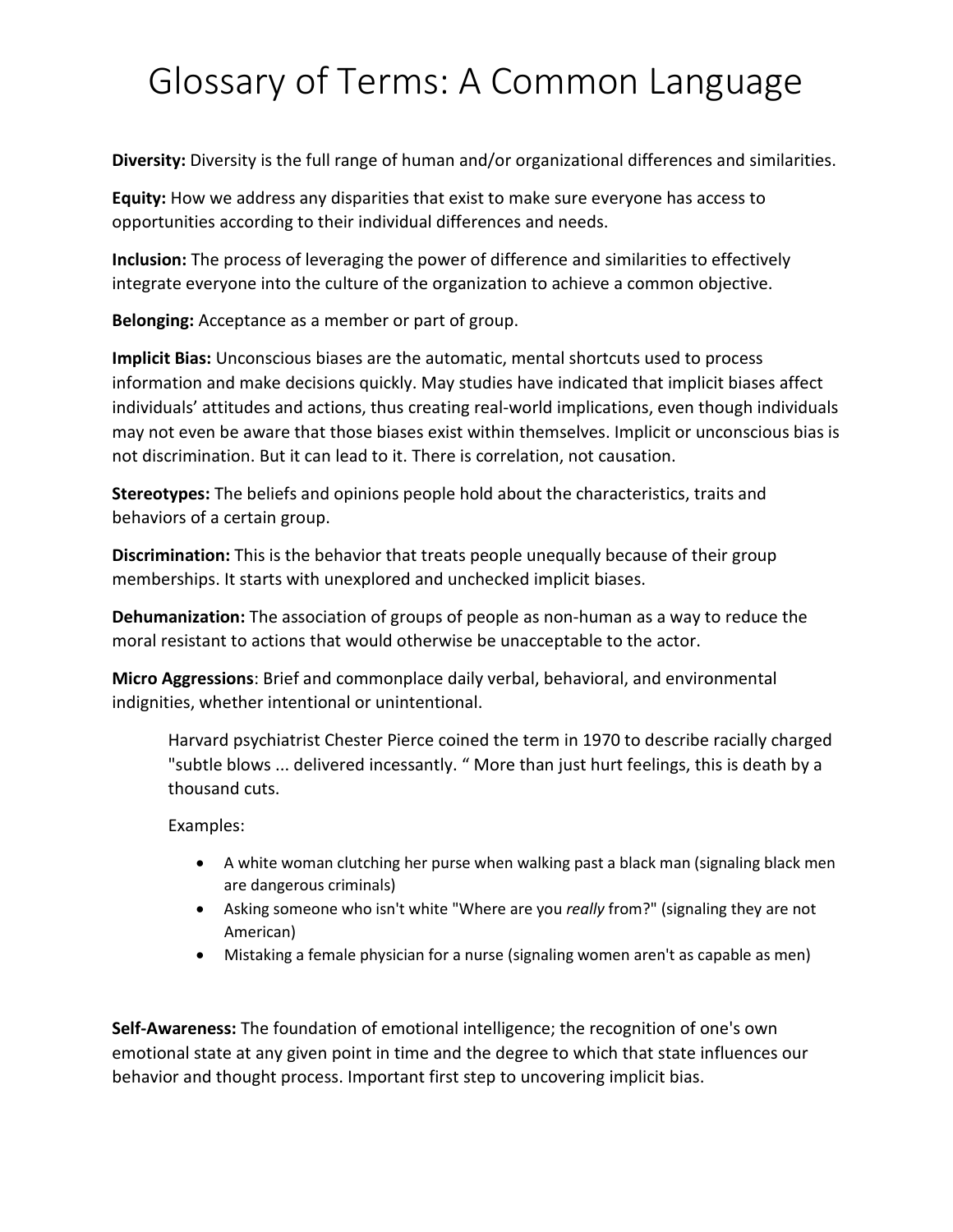# Glossary of Terms: A Common Language

**Diversity:** Diversity is the full range of human and/or organizational differences and similarities.

**Equity:** How we address any disparities that exist to make sure everyone has access to opportunities according to their individual differences and needs.

**Inclusion:** The process of leveraging the power of difference and similarities to effectively integrate everyone into the culture of the organization to achieve a common objective.

**Belonging:** Acceptance as a member or part of group.

**Implicit Bias:** Unconscious biases are the automatic, mental shortcuts used to process information and make decisions quickly. May studies have indicated that implicit biases affect individuals' attitudes and actions, thus creating real-world implications, even though individuals may not even be aware that those biases exist within themselves. Implicit or unconscious bias is not discrimination. But it can lead to it. There is correlation, not causation.

**Stereotypes:** The beliefs and opinions people hold about the characteristics, traits and behaviors of a certain group.

**Discrimination:** This is the behavior that treats people unequally because of their group memberships. It starts with unexplored and unchecked implicit biases.

**Dehumanization:** The association of groups of people as non-human as a way to reduce the moral resistant to actions that would otherwise be unacceptable to the actor.

**Micro Aggressions**: Brief and commonplace daily verbal, behavioral, and environmental indignities, whether intentional or unintentional.

> Harvard psychiatrist Chester Pierce coined the term in 1970 to describe racially charged "subtle blows ... delivered incessantly. " More than just hurt feelings, this is death by a thousand cuts.
>
> Examples:
>
> - A white woman clutching her purse when walking past a black man (signaling black men are dangerous criminals)
> - Asking someone who isn't white "Where are you *really* from?" (signaling they are not American)
> - Mistaking a female physician for a nurse (signaling women aren't as capable as men)

**Self-Awareness:** The foundation of emotional intelligence; the recognition of one's own emotional state at any given point in time and the degree to which that state influences our behavior and thought process. Important first step to uncovering implicit bias.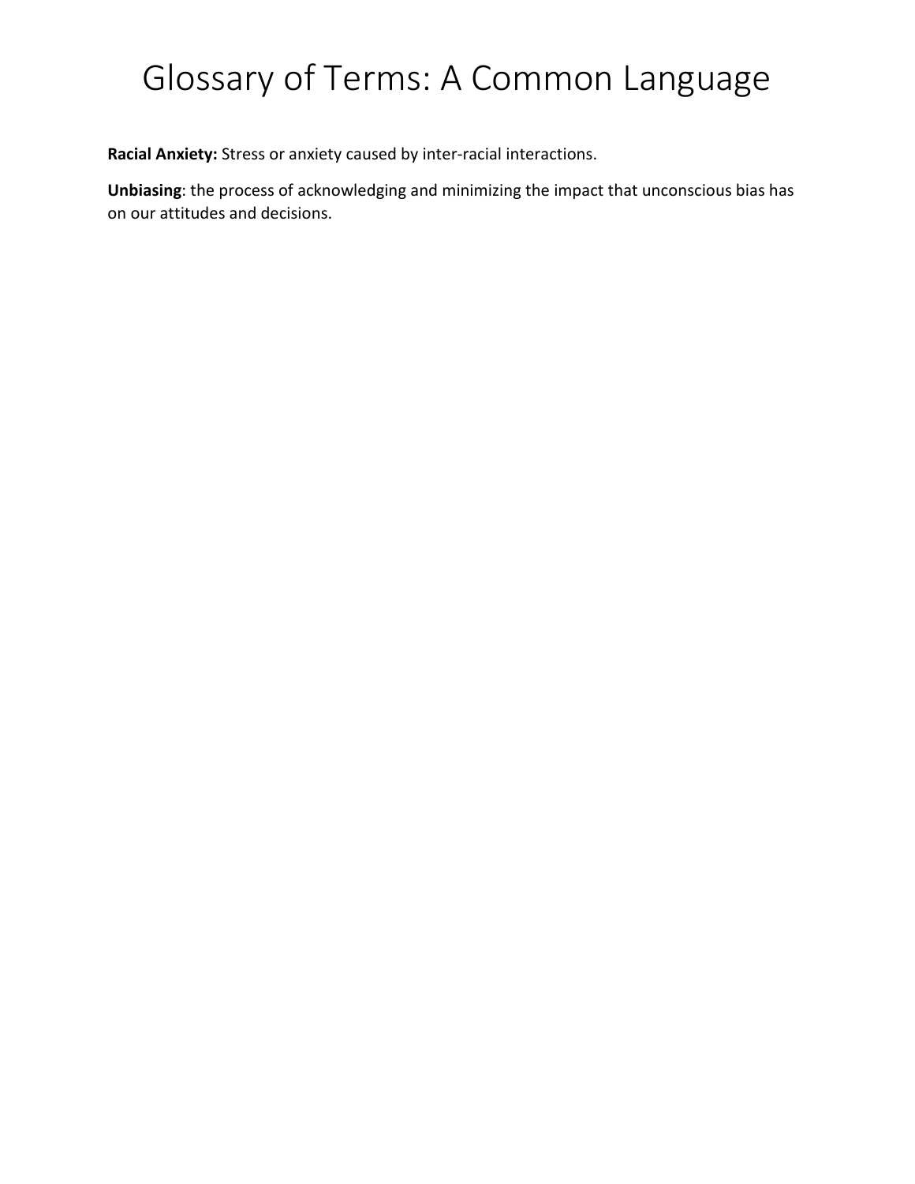# Glossary of Terms: A Common Language

**Racial Anxiety:** Stress or anxiety caused by inter-racial interactions.

**Unbiasing**: the process of acknowledging and minimizing the impact that unconscious bias has on our attitudes and decisions.